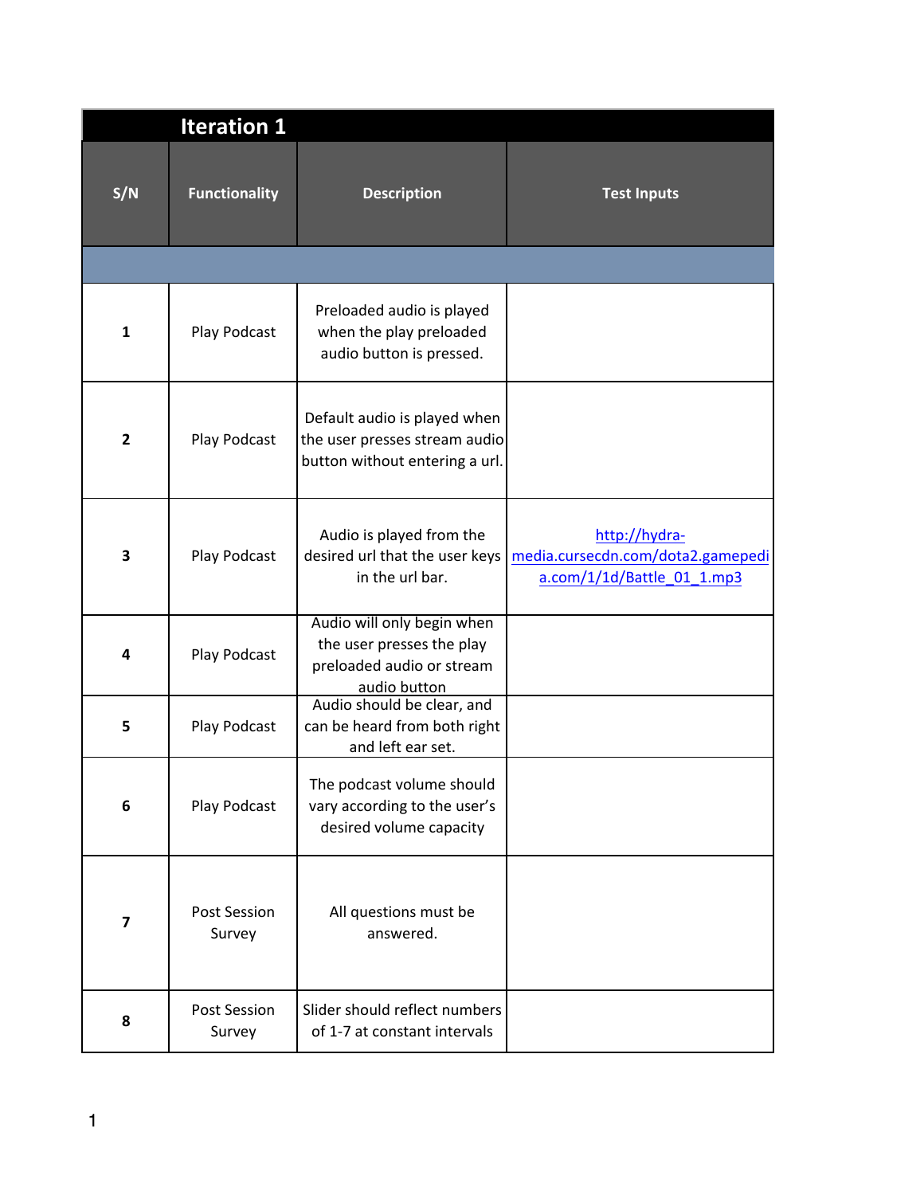## Iteration 1

| S/N | Functionality | Description | Test Inputs |
|---|---|---|---|
| | | | |
| 1 | Play Podcast | Preloaded audio is played when the play preloaded audio button is pressed. | |
| 2 | Play Podcast | Default audio is played when the user presses stream audio button without entering a url. | |
| 3 | Play Podcast | Audio is played from the desired url that the user keys in the url bar. | http://hydra-media.cursecdn.com/dota2.gamepedia.com/1/1d/Battle_01_1.mp3 |
| 4 | Play Podcast | Audio will only begin when the user presses the play preloaded audio or stream audio button | |
| 5 | Play Podcast | Audio should be clear, and can be heard from both right and left ear set. | |
| 6 | Play Podcast | The podcast volume should vary according to the user's desired volume capacity | |
| 7 | Post Session Survey | All questions must be answered. | |
| 8 | Post Session Survey | Slider should reflect numbers of 1-7 at constant intervals | |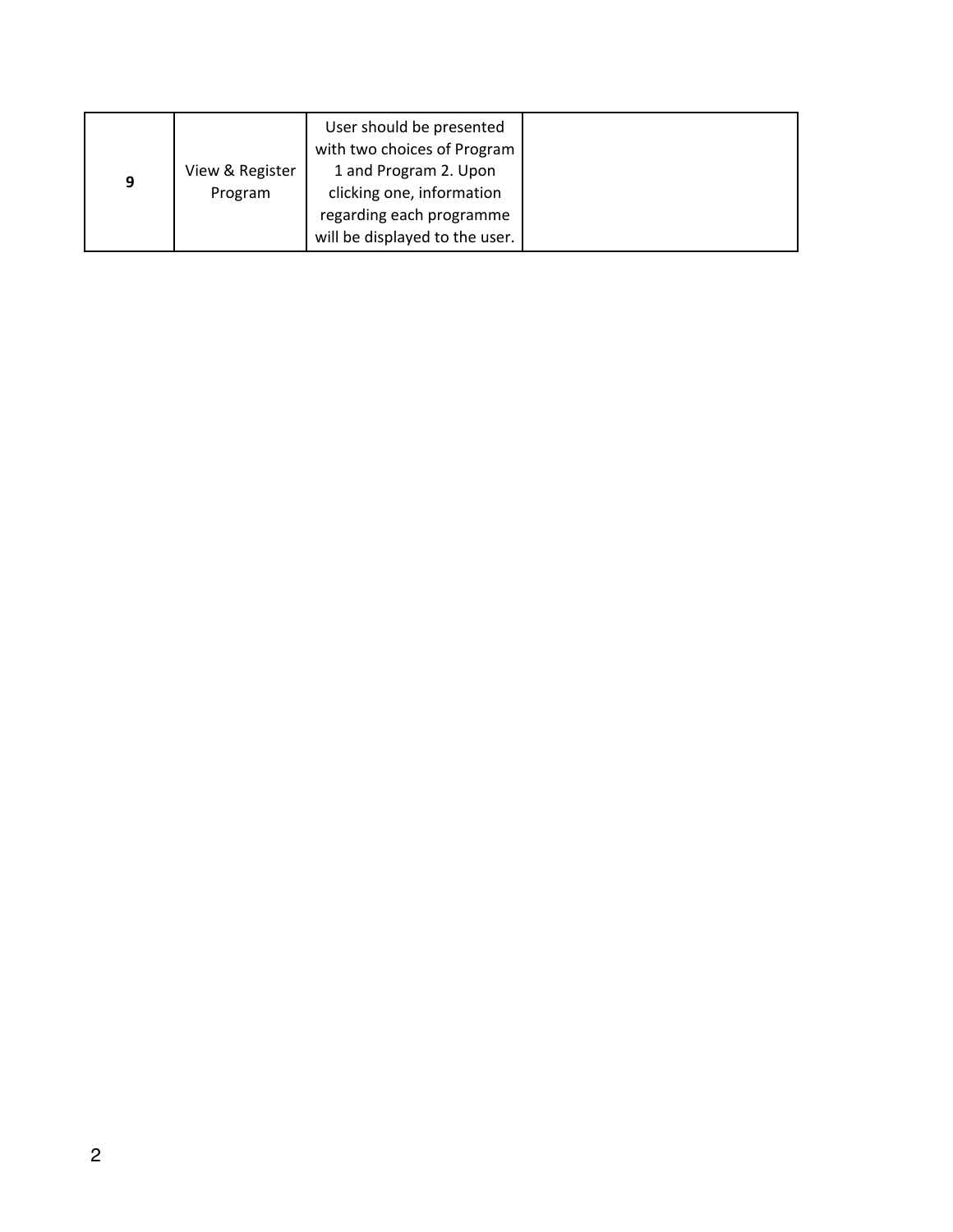| | | | |
|---|---|---|---|
| **9** | View & Register Program | User should be presented with two choices of Program 1 and Program 2. Upon clicking one, information regarding each programme will be displayed to the user. | |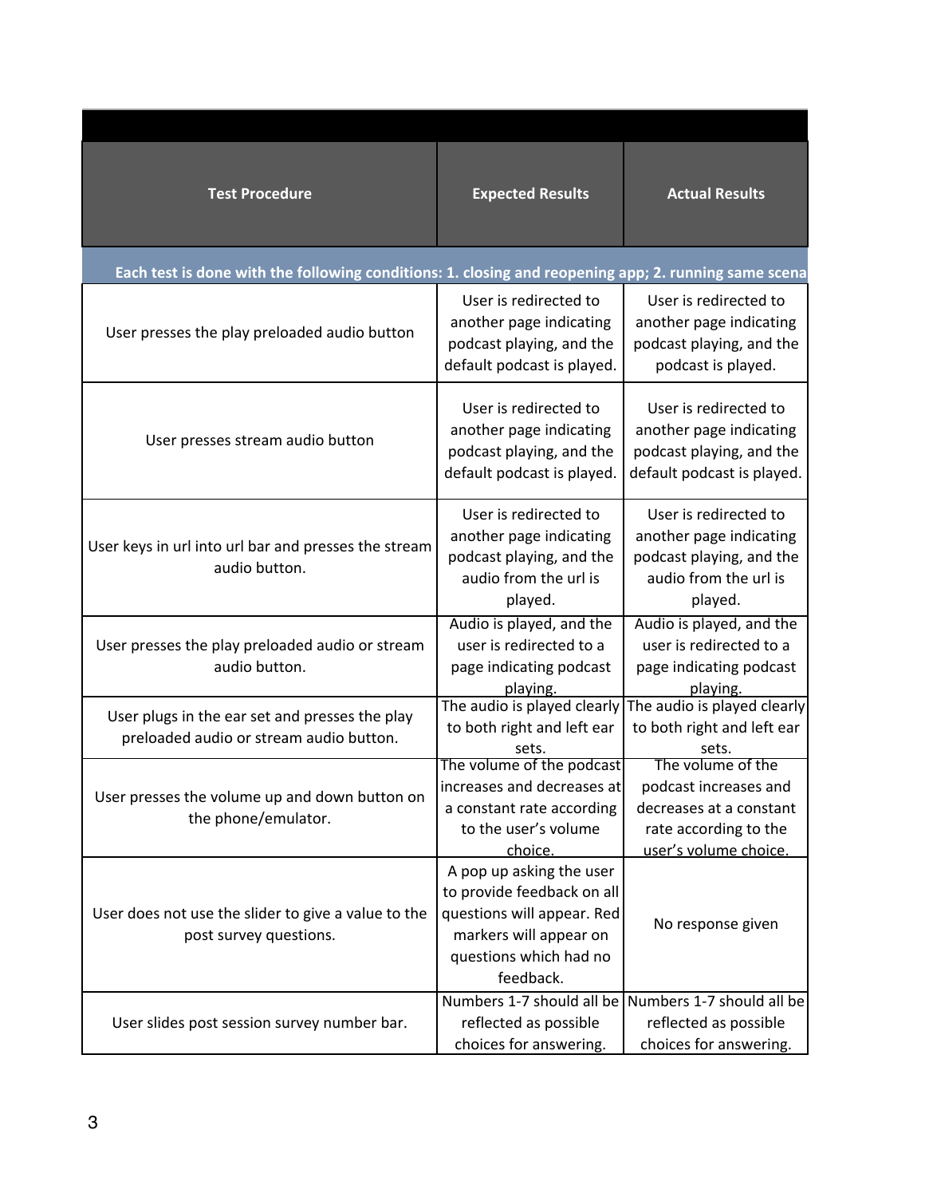| Test Procedure | Expected Results | Actual Results |
|---|---|---|
| Each test is done with the following conditions: 1. closing and reopening app; 2. running same scena | | |
| User presses the play preloaded audio button | User is redirected to another page indicating podcast playing, and the default podcast is played. | User is redirected to another page indicating podcast playing, and the podcast is played. |
| User presses stream audio button | User is redirected to another page indicating podcast playing, and the default podcast is played. | User is redirected to another page indicating podcast playing, and the default podcast is played. |
| User keys in url into url bar and presses the stream audio button. | User is redirected to another page indicating podcast playing, and the audio from the url is played. | User is redirected to another page indicating podcast playing, and the audio from the url is played. |
| User presses the play preloaded audio or stream audio button. | Audio is played, and the user is redirected to a page indicating podcast playing. | Audio is played, and the user is redirected to a page indicating podcast playing. |
| User plugs in the ear set and presses the play preloaded audio or stream audio button. | The audio is played clearly to both right and left ear sets. | The audio is played clearly to both right and left ear sets. |
| User presses the volume up and down button on the phone/emulator. | The volume of the podcast increases and decreases at a constant rate according to the user's volume choice. | The volume of the podcast increases and decreases at a constant rate according to the user's volume choice. |
| User does not use the slider to give a value to the post survey questions. | A pop up asking the user to provide feedback on all questions will appear. Red markers will appear on questions which had no feedback. | No response given |
| User slides post session survey number bar. | Numbers 1-7 should all be reflected as possible choices for answering. | Numbers 1-7 should all be reflected as possible choices for answering. |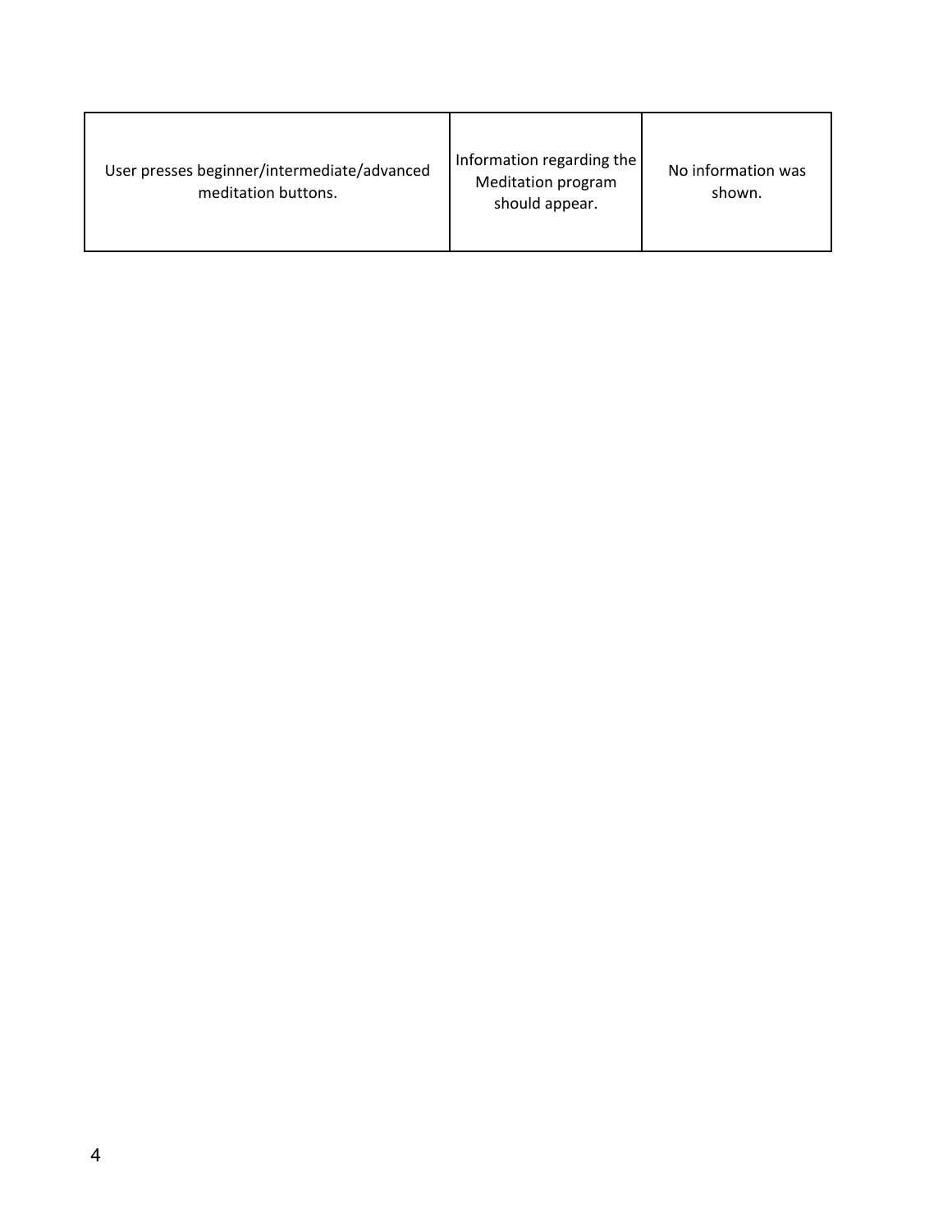| User presses beginner/intermediate/advanced meditation buttons. | Information regarding the Meditation program should appear. | No information was shown. |
|---|---|---|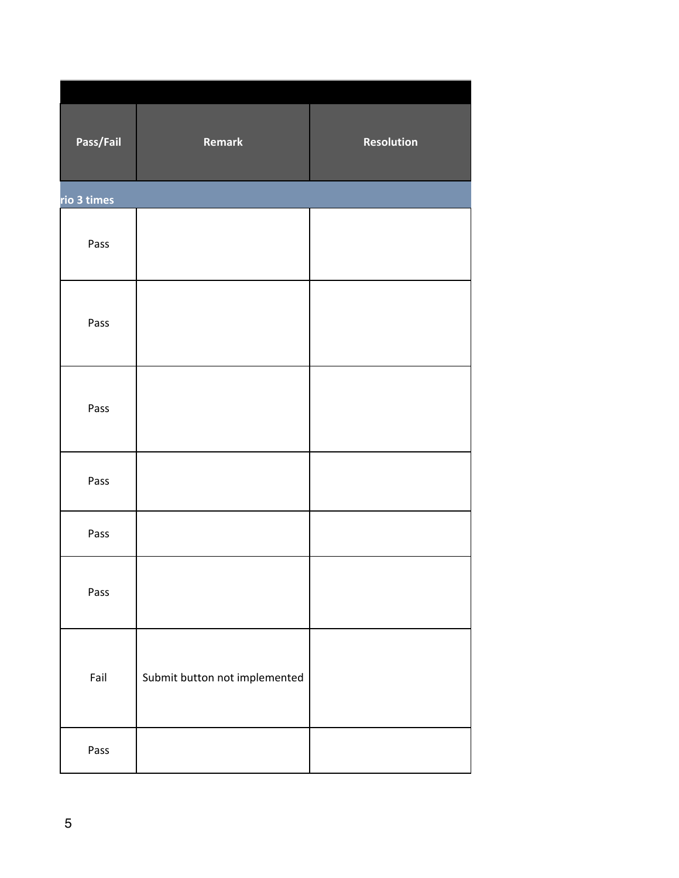| Pass/Fail | Remark | Resolution |
| --- | --- | --- |
| rio 3 times | | |
| Pass | | |
| Pass | | |
| Pass | | |
| Pass | | |
| Pass | | |
| Pass | | |
| Fail | Submit button not implemented | |
| Pass | | |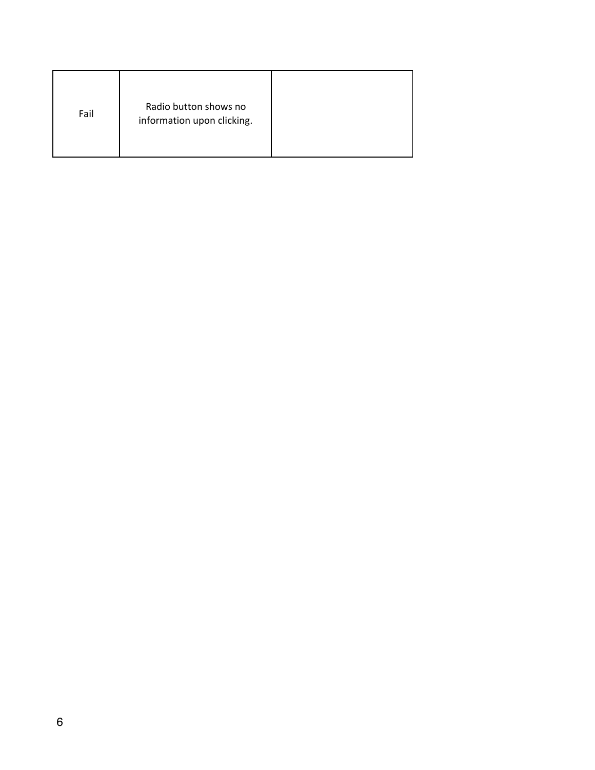| | | |
|---|---|---|
| Fail | Radio button shows no information upon clicking. | |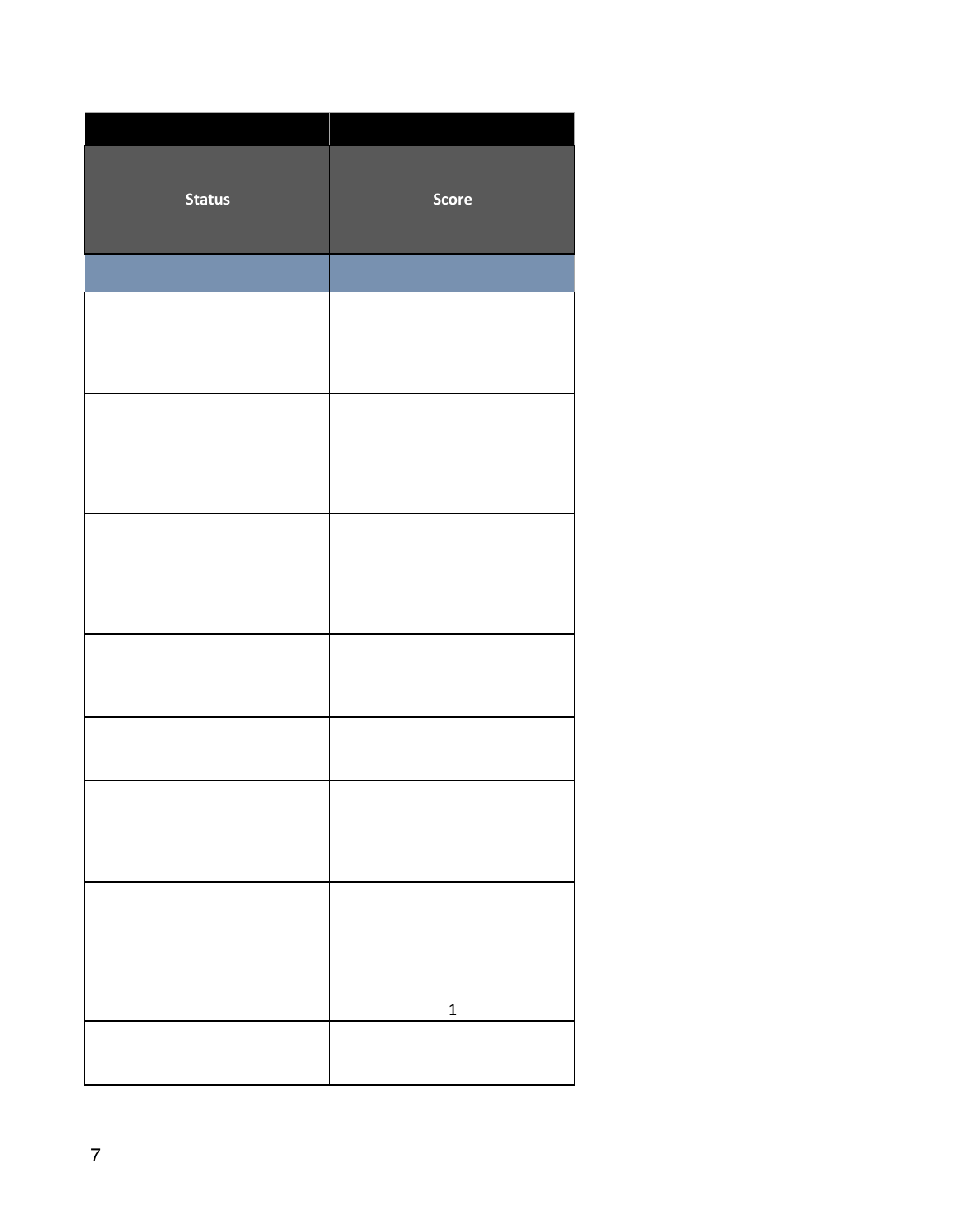| Status | Score |
| --- | --- |
| | |
| | |
| | |
| | |
| | |
| | |
| | |
| | 1 |
| | |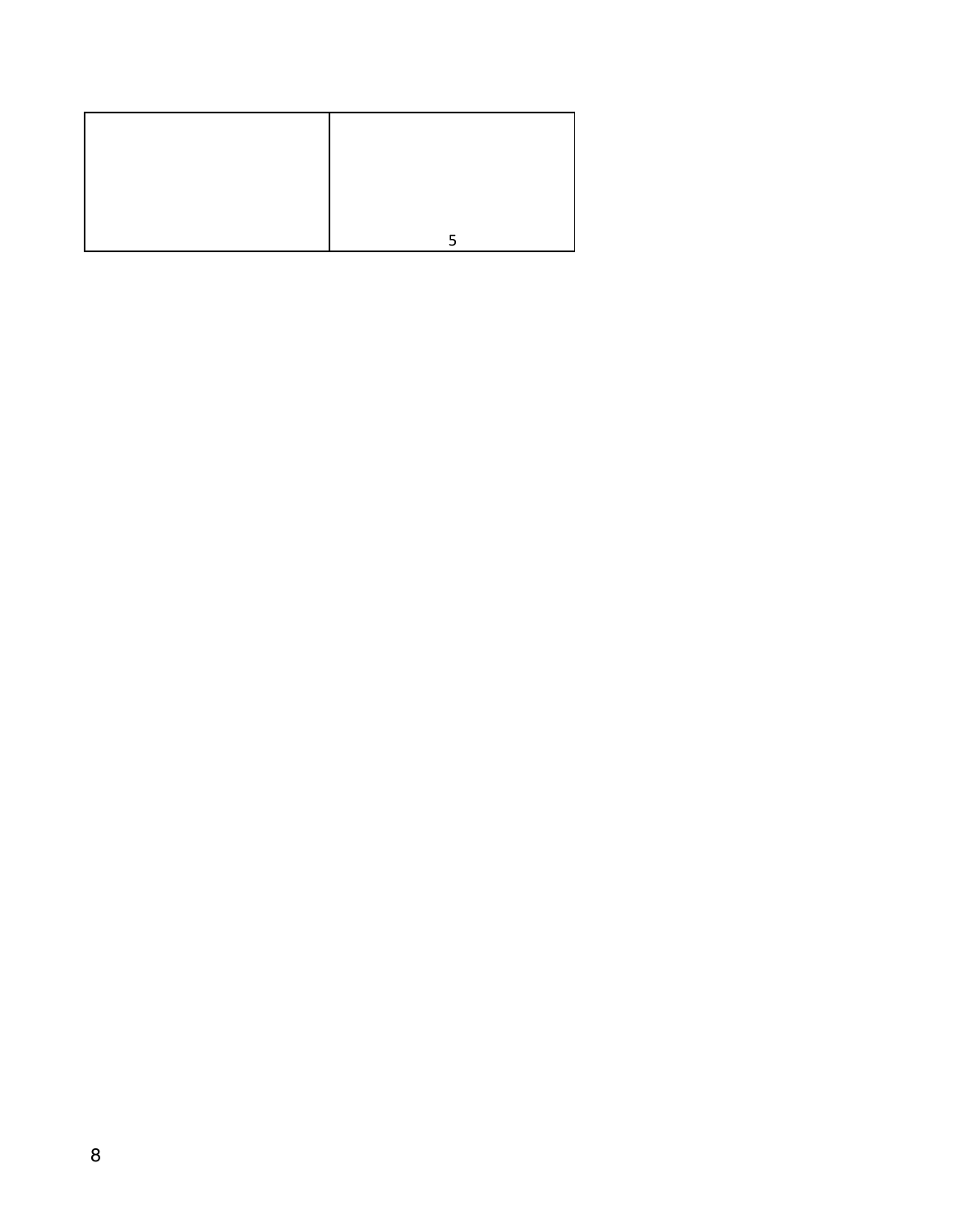| | |
|---|---|
| | 5 |